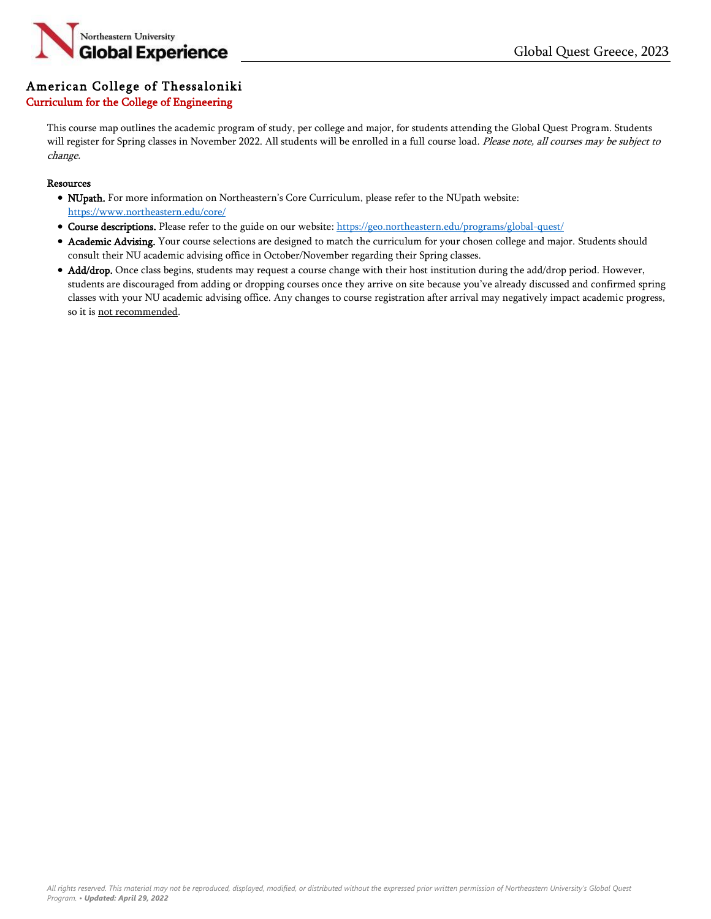# American College of Thessaloniki

## Curriculum for the College of Engineering

This course map outlines the academic program of study, per college and major, for students attending the Global Quest Program. Students will register for Spring classes in November 2022. All students will be enrolled in a full course load. *Please note, all courses may be subject to change.*

**Resources**

- **NUpath.** For more information on Northeastern's Core Curriculum, please refer to the NUpath website: https://www.northeastern.edu/core/
- **Course descriptions.** Please refer to the guide on our website: https://geo.northeastern.edu/programs/global-quest/
- **Academic Advising.** Your course selections are designed to match the curriculum for your chosen college and major. Students should consult their NU academic advising office in October/November regarding their Spring classes.
- **Add/drop.** Once class begins, students may request a course change with their host institution during the add/drop period. However, students are discouraged from adding or dropping courses once they arrive on site because you've already discussed and confirmed spring classes with your NU academic advising office. Any changes to course registration after arrival may negatively impact academic progress, so it is not recommended.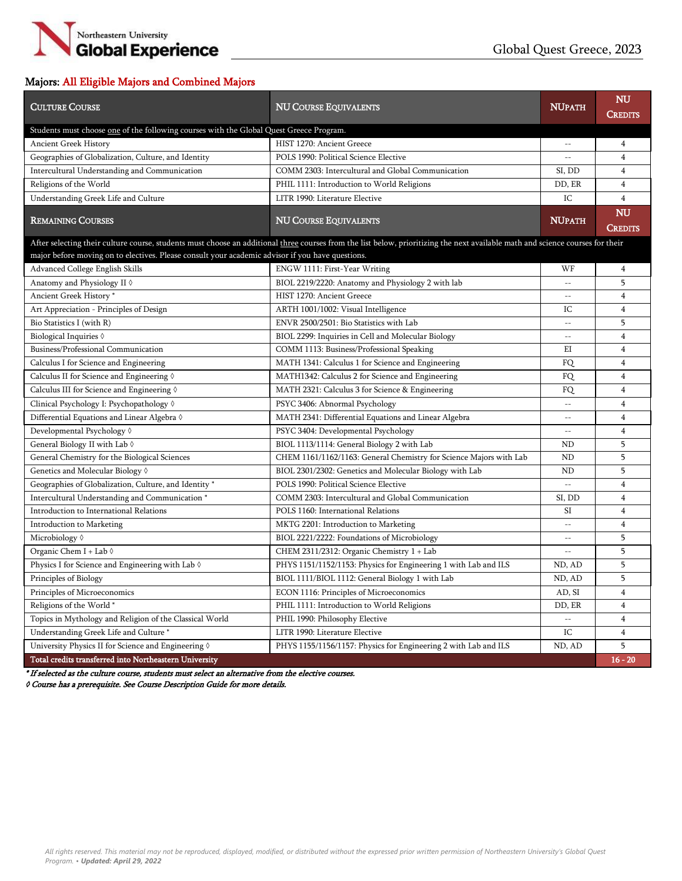Northeastern University Global Experience

Global Quest Greece, 2023

**Majors:** All Eligible Majors and Combined Majors

| CULTURE COURSE | NU COURSE EQUIVALENTS | NUPATH | NU CREDITS |
|---|---|---|---|
| Students must choose one of the following courses with the Global Quest Greece Program. | | | |
| Ancient Greek History | HIST 1270: Ancient Greece | -- | 4 |
| Geographies of Globalization, Culture, and Identity | POLS 1990: Political Science Elective | -- | 4 |
| Intercultural Understanding and Communication | COMM 2303: Intercultural and Global Communication | SI, DD | 4 |
| Religions of the World | PHIL 1111: Introduction to World Religions | DD, ER | 4 |
| Understanding Greek Life and Culture | LITR 1990: Literature Elective | IC | 4 |
| **REMAINING COURSES** | **NU COURSE EQUIVALENTS** | **NUPATH** | **NU CREDITS** |
| After selecting their culture course, students must choose an additional three courses from the list below, prioritizing the next available math and science courses for their major before moving on to electives. Please consult your academic advisor if you have questions. | | | |
| Advanced College English Skills | ENGW 1111: First-Year Writing | WF | 4 |
| Anatomy and Physiology II ◊ | BIOL 2219/2220: Anatomy and Physiology 2 with lab | -- | 5 |
| Ancient Greek History * | HIST 1270: Ancient Greece | -- | 4 |
| Art Appreciation - Principles of Design | ARTH 1001/1002: Visual Intelligence | IC | 4 |
| Bio Statistics I (with R) | ENVR 2500/2501: Bio Statistics with Lab | -- | 5 |
| Biological Inquiries ◊ | BIOL 2299: Inquiries in Cell and Molecular Biology | -- | 4 |
| Business/Professional Communication | COMM 1113: Business/Professional Speaking | EI | 4 |
| Calculus I for Science and Engineering | MATH 1341: Calculus 1 for Science and Engineering | FQ | 4 |
| Calculus II for Science and Engineering ◊ | MATH1342: Calculus 2 for Science and Engineering | FQ | 4 |
| Calculus III for Science and Engineering ◊ | MATH 2321: Calculus 3 for Science & Engineering | FQ | 4 |
| Clinical Psychology I: Psychopathology ◊ | PSYC 3406: Abnormal Psychology | -- | 4 |
| Differential Equations and Linear Algebra ◊ | MATH 2341: Differential Equations and Linear Algebra | -- | 4 |
| Developmental Psychology ◊ | PSYC 3404: Developmental Psychology | -- | 4 |
| General Biology II with Lab ◊ | BIOL 1113/1114: General Biology 2 with Lab | ND | 5 |
| General Chemistry for the Biological Sciences | CHEM 1161/1162/1163: General Chemistry for Science Majors with Lab | ND | 5 |
| Genetics and Molecular Biology ◊ | BIOL 2301/2302: Genetics and Molecular Biology with Lab | ND | 5 |
| Geographies of Globalization, Culture, and Identity * | POLS 1990: Political Science Elective | -- | 4 |
| Intercultural Understanding and Communication * | COMM 2303: Intercultural and Global Communication | SI, DD | 4 |
| Introduction to International Relations | POLS 1160: International Relations | SI | 4 |
| Introduction to Marketing | MKTG 2201: Introduction to Marketing | -- | 4 |
| Microbiology ◊ | BIOL 2221/2222: Foundations of Microbiology | -- | 5 |
| Organic Chem I + Lab ◊ | CHEM 2311/2312: Organic Chemistry 1 + Lab | -- | 5 |
| Physics I for Science and Engineering with Lab ◊ | PHYS 1151/1152/1153: Physics for Engineering 1 with Lab and ILS | ND, AD | 5 |
| Principles of Biology | BIOL 1111/BIOL 1112: General Biology 1 with Lab | ND, AD | 5 |
| Principles of Microeconomics | ECON 1116: Principles of Microeconomics | AD, SI | 4 |
| Religions of the World * | PHIL 1111: Introduction to World Religions | DD, ER | 4 |
| Topics in Mythology and Religion of the Classical World | PHIL 1990: Philosophy Elective | -- | 4 |
| Understanding Greek Life and Culture * | LITR 1990: Literature Elective | IC | 4 |
| University Physics II for Science and Engineering ◊ | PHYS 1155/1156/1157: Physics for Engineering 2 with Lab and ILS | ND, AD | 5 |
| **Total credits transferred into Northeastern University** | | | **16 - 20** |

*\* If selected as the culture course, students must select an alternative from the elective courses.*

*◊ Course has a prerequisite. See Course Description Guide for more details.*

*All rights reserved. This material may not be reproduced, displayed, modified, or distributed without the expressed prior written permission of Northeastern University's Global Quest Program. • **Updated: April 29, 2022***